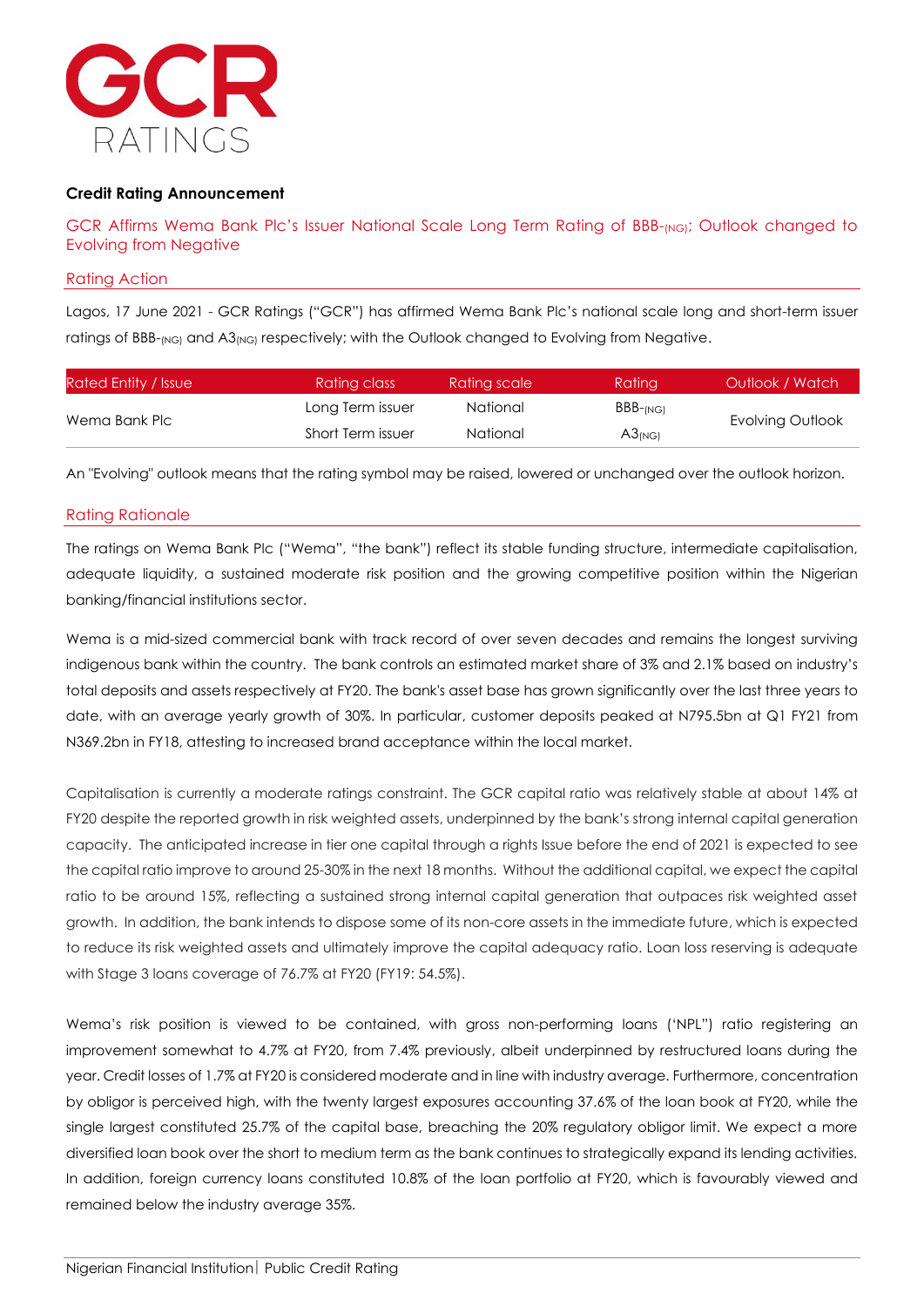GCR RATINGS

**Credit Rating Announcement**

## GCR Affirms Wema Bank Plc's Issuer National Scale Long Term Rating of BBB-$_{(NG)}$; Outlook changed to Evolving from Negative

### Rating Action

Lagos, 17 June 2021 - GCR Ratings ("GCR") has affirmed Wema Bank Plc's national scale long and short-term issuer ratings of BBB-$_{(NG)}$ and A3$_{(NG)}$ respectively; with the Outlook changed to Evolving from Negative.

| Rated Entity / Issue | Rating class | Rating scale | Rating | Outlook / Watch |
|---|---|---|---|---|
| Wema Bank Plc | Long Term issuer | National | BBB-$_{(NG)}$ | Evolving Outlook |
| | Short Term issuer | National | A3$_{(NG)}$ | |

An "Evolving" outlook means that the rating symbol may be raised, lowered or unchanged over the outlook horizon.

### Rating Rationale

The ratings on Wema Bank Plc ("Wema", "the bank") reflect its stable funding structure, intermediate capitalisation, adequate liquidity, a sustained moderate risk position and the growing competitive position within the Nigerian banking/financial institutions sector.

Wema is a mid-sized commercial bank with track record of over seven decades and remains the longest surviving indigenous bank within the country. The bank controls an estimated market share of 3% and 2.1% based on industry's total deposits and assets respectively at FY20. The bank's asset base has grown significantly over the last three years to date, with an average yearly growth of 30%. In particular, customer deposits peaked at N795.5bn at Q1 FY21 from N369.2bn in FY18, attesting to increased brand acceptance within the local market.

Capitalisation is currently a moderate ratings constraint. The GCR capital ratio was relatively stable at about 14% at FY20 despite the reported growth in risk weighted assets, underpinned by the bank's strong internal capital generation capacity. The anticipated increase in tier one capital through a rights Issue before the end of 2021 is expected to see the capital ratio improve to around 25-30% in the next 18 months. Without the additional capital, we expect the capital ratio to be around 15%, reflecting a sustained strong internal capital generation that outpaces risk weighted asset growth. In addition, the bank intends to dispose some of its non-core assets in the immediate future, which is expected to reduce its risk weighted assets and ultimately improve the capital adequacy ratio. Loan loss reserving is adequate with Stage 3 loans coverage of 76.7% at FY20 (FY19: 54.5%).

Wema's risk position is viewed to be contained, with gross non-performing loans ('NPL") ratio registering an improvement somewhat to 4.7% at FY20, from 7.4% previously, albeit underpinned by restructured loans during the year. Credit losses of 1.7% at FY20 is considered moderate and in line with industry average. Furthermore, concentration by obligor is perceived high, with the twenty largest exposures accounting 37.6% of the loan book at FY20, while the single largest constituted 25.7% of the capital base, breaching the 20% regulatory obligor limit. We expect a more diversified loan book over the short to medium term as the bank continues to strategically expand its lending activities. In addition, foreign currency loans constituted 10.8% of the loan portfolio at FY20, which is favourably viewed and remained below the industry average 35%.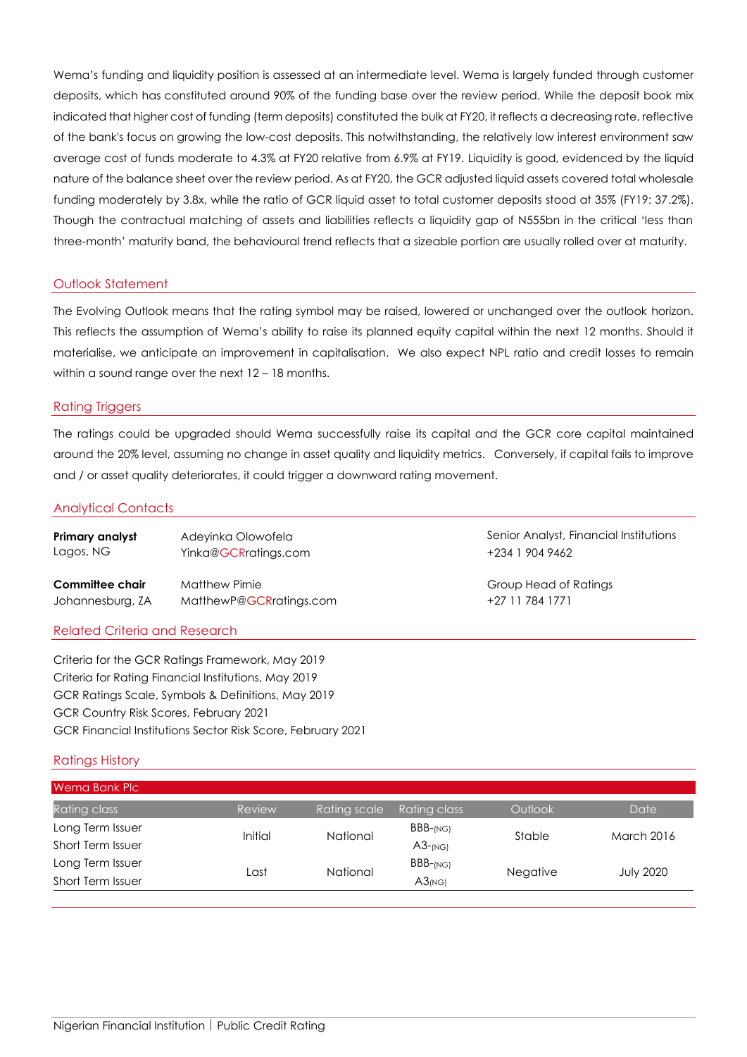Wema's funding and liquidity position is assessed at an intermediate level. Wema is largely funded through customer deposits, which has constituted around 90% of the funding base over the review period. While the deposit book mix indicated that higher cost of funding (term deposits) constituted the bulk at FY20, it reflects a decreasing rate, reflective of the bank's focus on growing the low-cost deposits. This notwithstanding, the relatively low interest environment saw average cost of funds moderate to 4.3% at FY20 relative from 6.9% at FY19. Liquidity is good, evidenced by the liquid nature of the balance sheet over the review period. As at FY20, the GCR adjusted liquid assets covered total wholesale funding moderately by 3.8x, while the ratio of GCR liquid asset to total customer deposits stood at 35% (FY19: 37.2%). Though the contractual matching of assets and liabilities reflects a liquidity gap of N555bn in the critical 'less than three-month' maturity band, the behavioural trend reflects that a sizeable portion are usually rolled over at maturity.

## Outlook Statement

The Evolving Outlook means that the rating symbol may be raised, lowered or unchanged over the outlook horizon. This reflects the assumption of Wema's ability to raise its planned equity capital within the next 12 months. Should it materialise, we anticipate an improvement in capitalisation. We also expect NPL ratio and credit losses to remain within a sound range over the next 12 – 18 months.

## Rating Triggers

The ratings could be upgraded should Wema successfully raise its capital and the GCR core capital maintained around the 20% level, assuming no change in asset quality and liquidity metrics. Conversely, if capital fails to improve and / or asset quality deteriorates, it could trigger a downward rating movement.

## Analytical Contacts

| | | |
|---|---|---|
| **Primary analyst**<br>Lagos, NG | Adeyinka Olowofela<br>Yinka@GCRratings.com | Senior Analyst, Financial Institutions<br>+234 1 904 9462 |
| **Committee chair**<br>Johannesburg, ZA | Matthew Pirnie<br>MatthewP@GCRratings.com | Group Head of Ratings<br>+27 11 784 1771 |

## Related Criteria and Research

Criteria for the GCR Ratings Framework, May 2019
Criteria for Rating Financial Institutions, May 2019
GCR Ratings Scale, Symbols & Definitions, May 2019
GCR Country Risk Scores, February 2021
GCR Financial Institutions Sector Risk Score, February 2021

## Ratings History

| Wema Bank Plc | | | | | |
|---|---|---|---|---|---|
| Rating class | Review | Rating scale | Rating class | Outlook | Date |
| Long Term Issuer | Initial | National | BBB-(NG) | Stable | March 2016 |
| Short Term Issuer | | | A3-(NG) | | |
| Long Term Issuer | Last | National | BBB-(NG) | Negative | July 2020 |
| Short Term Issuer | | | A3(NG) | | |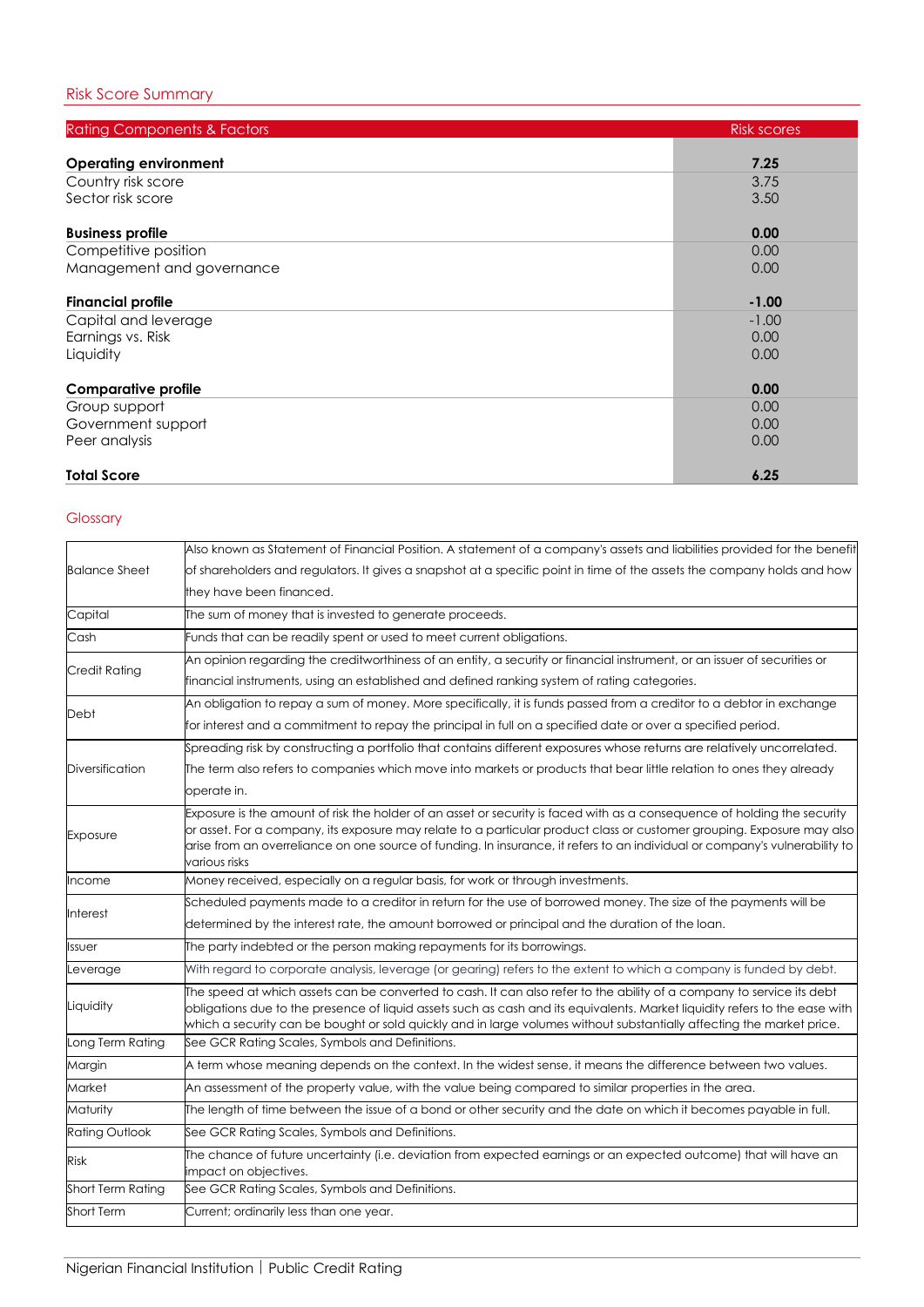## Risk Score Summary

| Rating Components & Factors | Risk scores |
|---|---|
| **Operating environment** | **7.25** |
| Country risk score | 3.75 |
| Sector risk score | 3.50 |
| **Business profile** | **0.00** |
| Competitive position | 0.00 |
| Management and governance | 0.00 |
| **Financial profile** | **-1.00** |
| Capital and leverage | -1.00 |
| Earnings vs. Risk | 0.00 |
| Liquidity | 0.00 |
| **Comparative profile** | **0.00** |
| Group support | 0.00 |
| Government support | 0.00 |
| Peer analysis | 0.00 |
| **Total Score** | **6.25** |

## Glossary

| | |
|---|---|
| Balance Sheet | Also known as Statement of Financial Position. A statement of a company's assets and liabilities provided for the benefit of shareholders and regulators. It gives a snapshot at a specific point in time of the assets the company holds and how they have been financed. |
| Capital | The sum of money that is invested to generate proceeds. |
| Cash | Funds that can be readily spent or used to meet current obligations. |
| Credit Rating | An opinion regarding the creditworthiness of an entity, a security or financial instrument, or an issuer of securities or financial instruments, using an established and defined ranking system of rating categories. |
| Debt | An obligation to repay a sum of money. More specifically, it is funds passed from a creditor to a debtor in exchange for interest and a commitment to repay the principal in full on a specified date or over a specified period. |
| Diversification | Spreading risk by constructing a portfolio that contains different exposures whose returns are relatively uncorrelated. The term also refers to companies which move into markets or products that bear little relation to ones they already operate in. |
| Exposure | Exposure is the amount of risk the holder of an asset or security is faced with as a consequence of holding the security or asset. For a company, its exposure may relate to a particular product class or customer grouping. Exposure may also arise from an overreliance on one source of funding. In insurance, it refers to an individual or company's vulnerability to various risks |
| Income | Money received, especially on a regular basis, for work or through investments. |
| Interest | Scheduled payments made to a creditor in return for the use of borrowed money. The size of the payments will be determined by the interest rate, the amount borrowed or principal and the duration of the loan. |
| Issuer | The party indebted or the person making repayments for its borrowings. |
| Leverage | With regard to corporate analysis, leverage (or gearing) refers to the extent to which a company is funded by debt. |
| Liquidity | The speed at which assets can be converted to cash. It can also refer to the ability of a company to service its debt obligations due to the presence of liquid assets such as cash and its equivalents. Market liquidity refers to the ease with which a security can be bought or sold quickly and in large volumes without substantially affecting the market price. |
| Long Term Rating | See GCR Rating Scales, Symbols and Definitions. |
| Margin | A term whose meaning depends on the context. In the widest sense, it means the difference between two values. |
| Market | An assessment of the property value, with the value being compared to similar properties in the area. |
| Maturity | The length of time between the issue of a bond or other security and the date on which it becomes payable in full. |
| Rating Outlook | See GCR Rating Scales, Symbols and Definitions. |
| Risk | The chance of future uncertainty (i.e. deviation from expected earnings or an expected outcome) that will have an impact on objectives. |
| Short Term Rating | See GCR Rating Scales, Symbols and Definitions. |
| Short Term | Current; ordinarily less than one year. |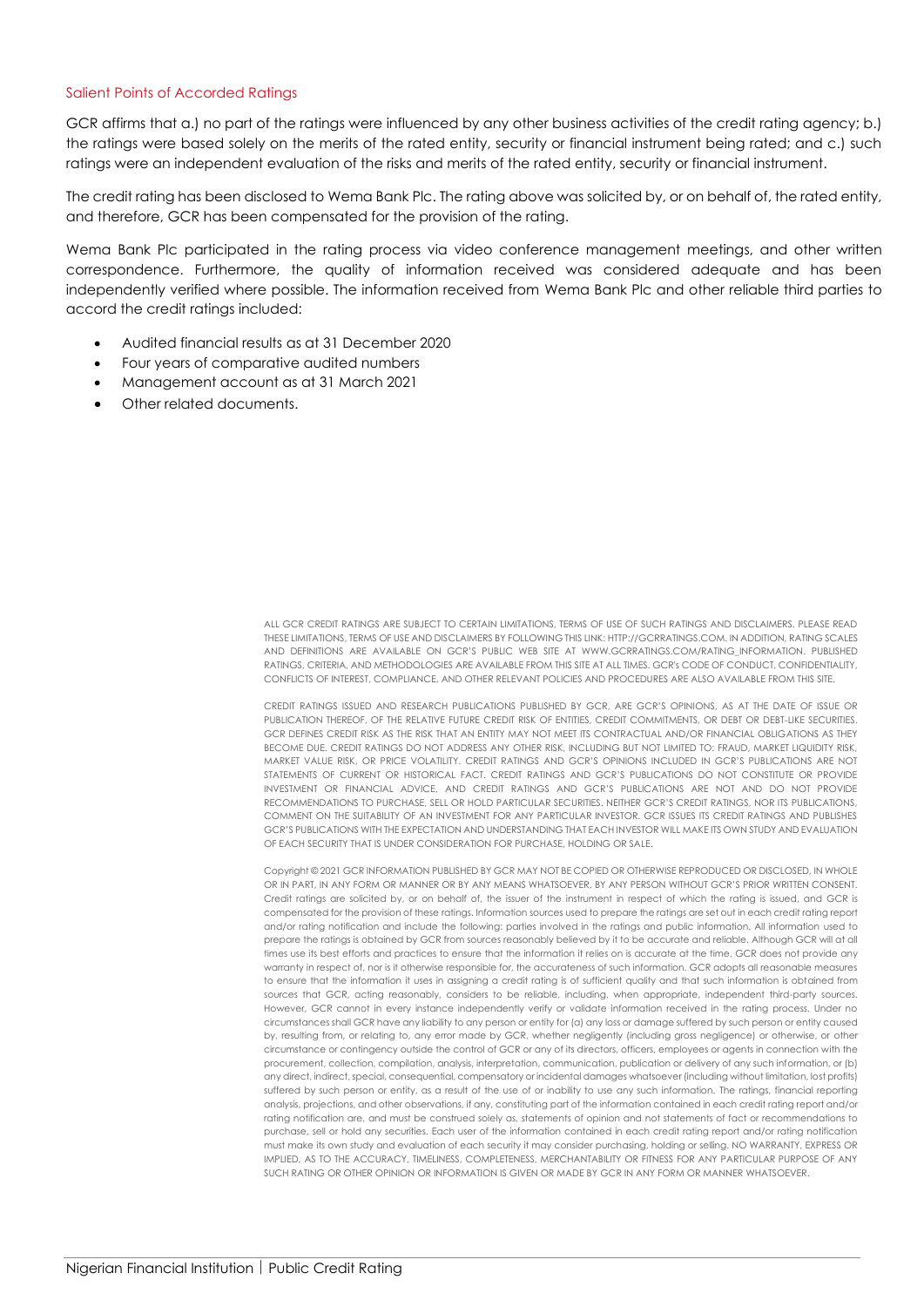## Salient Points of Accorded Ratings

GCR affirms that a.) no part of the ratings were influenced by any other business activities of the credit rating agency; b.) the ratings were based solely on the merits of the rated entity, security or financial instrument being rated; and c.) such ratings were an independent evaluation of the risks and merits of the rated entity, security or financial instrument.

The credit rating has been disclosed to Wema Bank Plc. The rating above was solicited by, or on behalf of, the rated entity, and therefore, GCR has been compensated for the provision of the rating.

Wema Bank Plc participated in the rating process via video conference management meetings, and other written correspondence. Furthermore, the quality of information received was considered adequate and has been independently verified where possible. The information received from Wema Bank Plc and other reliable third parties to accord the credit ratings included:

- Audited financial results as at 31 December 2020
- Four years of comparative audited numbers
- Management account as at 31 March 2021
- Other related documents.

ALL GCR CREDIT RATINGS ARE SUBJECT TO CERTAIN LIMITATIONS, TERMS OF USE OF SUCH RATINGS AND DISCLAIMERS. PLEASE READ THESE LIMITATIONS, TERMS OF USE AND DISCLAIMERS BY FOLLOWING THIS LINK: HTTP://GCRRATINGS.COM. IN ADDITION, RATING SCALES AND DEFINITIONS ARE AVAILABLE ON GCR'S PUBLIC WEB SITE AT WWW.GCRRATINGS.COM/RATING_INFORMATION. PUBLISHED RATINGS, CRITERIA, AND METHODOLOGIES ARE AVAILABLE FROM THIS SITE AT ALL TIMES. GCR's CODE OF CONDUCT, CONFIDENTIALITY, CONFLICTS OF INTEREST, COMPLIANCE, AND OTHER RELEVANT POLICIES AND PROCEDURES ARE ALSO AVAILABLE FROM THIS SITE.

CREDIT RATINGS ISSUED AND RESEARCH PUBLICATIONS PUBLISHED BY GCR, ARE GCR'S OPINIONS, AS AT THE DATE OF ISSUE OR PUBLICATION THEREOF, OF THE RELATIVE FUTURE CREDIT RISK OF ENTITIES, CREDIT COMMITMENTS, OR DEBT OR DEBT-LIKE SECURITIES. GCR DEFINES CREDIT RISK AS THE RISK THAT AN ENTITY MAY NOT MEET ITS CONTRACTUAL AND/OR FINANCIAL OBLIGATIONS AS THEY BECOME DUE. CREDIT RATINGS DO NOT ADDRESS ANY OTHER RISK, INCLUDING BUT NOT LIMITED TO: FRAUD, MARKET LIQUIDITY RISK, MARKET VALUE RISK, OR PRICE VOLATILITY. CREDIT RATINGS AND GCR'S OPINIONS INCLUDED IN GCR'S PUBLICATIONS ARE NOT STATEMENTS OF CURRENT OR HISTORICAL FACT. CREDIT RATINGS AND GCR'S PUBLICATIONS DO NOT CONSTITUTE OR PROVIDE INVESTMENT OR FINANCIAL ADVICE, AND CREDIT RATINGS AND GCR'S PUBLICATIONS ARE NOT AND DO NOT PROVIDE RECOMMENDATIONS TO PURCHASE, SELL OR HOLD PARTICULAR SECURITIES. NEITHER GCR'S CREDIT RATINGS, NOR ITS PUBLICATIONS, COMMENT ON THE SUITABILITY OF AN INVESTMENT FOR ANY PARTICULAR INVESTOR. GCR ISSUES ITS CREDIT RATINGS AND PUBLISHES GCR'S PUBLICATIONS WITH THE EXPECTATION AND UNDERSTANDING THAT EACH INVESTOR WILL MAKE ITS OWN STUDY AND EVALUATION OF EACH SECURITY THAT IS UNDER CONSIDERATION FOR PURCHASE, HOLDING OR SALE.

Copyright © 2021 GCR INFORMATION PUBLISHED BY GCR MAY NOT BE COPIED OR OTHERWISE REPRODUCED OR DISCLOSED, IN WHOLE OR IN PART, IN ANY FORM OR MANNER OR BY ANY MEANS WHATSOEVER, BY ANY PERSON WITHOUT GCR'S PRIOR WRITTEN CONSENT. Credit ratings are solicited by, or on behalf of, the issuer of the instrument in respect of which the rating is issued, and GCR is compensated for the provision of these ratings. Information sources used to prepare the ratings are set out in each credit rating report and/or rating notification and include the following: parties involved in the ratings and public information. All information used to prepare the ratings is obtained by GCR from sources reasonably believed by it to be accurate and reliable. Although GCR will at all times use its best efforts and practices to ensure that the information it relies on is accurate at the time, GCR does not provide any warranty in respect of, nor is it otherwise responsible for, the accurateness of such information. GCR adopts all reasonable measures to ensure that the information it uses in assigning a credit rating is of sufficient quality and that such information is obtained from sources that GCR, acting reasonably, considers to be reliable, including, when appropriate, independent third-party sources. However, GCR cannot in every instance independently verify or validate information received in the rating process. Under no circumstances shall GCR have any liability to any person or entity for (a) any loss or damage suffered by such person or entity caused by, resulting from, or relating to, any error made by GCR, whether negligently (including gross negligence) or otherwise, or other circumstance or contingency outside the control of GCR or any of its directors, officers, employees or agents in connection with the procurement, collection, compilation, analysis, interpretation, communication, publication or delivery of any such information, or (b) any direct, indirect, special, consequential, compensatory or incidental damages whatsoever (including without limitation, lost profits) suffered by such person or entity, as a result of the use of or inability to use any such information. The ratings, financial reporting analysis, projections, and other observations, if any, constituting part of the information contained in each credit rating report and/or rating notification are, and must be construed solely as, statements of opinion and not statements of fact or recommendations to purchase, sell or hold any securities. Each user of the information contained in each credit rating report and/or rating notification must make its own study and evaluation of each security it may consider purchasing, holding or selling. NO WARRANTY, EXPRESS OR IMPLIED, AS TO THE ACCURACY, TIMELINESS, COMPLETENESS, MERCHANTABILITY OR FITNESS FOR ANY PARTICULAR PURPOSE OF ANY SUCH RATING OR OTHER OPINION OR INFORMATION IS GIVEN OR MADE BY GCR IN ANY FORM OR MANNER WHATSOEVER.